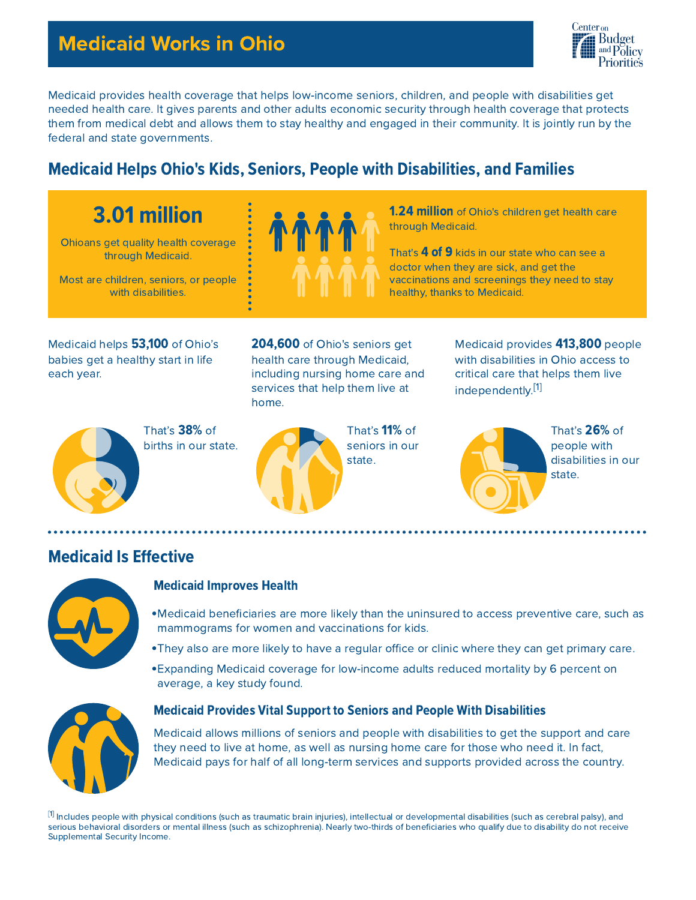# Medicaid Works in Ohio

Medicaid provides health coverage that helps low-income seniors, children, and people with disabilities get needed health care. It gives parents and other adults economic security through health coverage that protects them from medical debt and allows them to stay healthy and engaged in their community. It is jointly run by the federal and state governments.

## Medicaid Helps Ohio's Kids, Seniors, People with Disabilities, and Families

**3.01 million**

Ohioans get quality health coverage through Medicaid.

Most are children, seniors, or people with disabilities.

**1.24 million** of Ohio's children get health care through Medicaid.

That's **4 of 9** kids in our state who can see a doctor when they are sick, and get the vaccinations and screenings they need to stay healthy, thanks to Medicaid.

Medicaid helps **53,100** of Ohio's babies get a healthy start in life each year.

That's **38%** of births in our state.

**204,600** of Ohio's seniors get health care through Medicaid, including nursing home care and services that help them live at home.

That's **11%** of seniors in our state.

Medicaid provides **413,800** people with disabilities in Ohio access to critical care that helps them live independently.[1]

That's **26%** of people with disabilities in our state.

## Medicaid Is Effective

### Medicaid Improves Health

- Medicaid beneficiaries are more likely than the uninsured to access preventive care, such as mammograms for women and vaccinations for kids.
- They also are more likely to have a regular office or clinic where they can get primary care.
- Expanding Medicaid coverage for low-income adults reduced mortality by 6 percent on average, a key study found.

### Medicaid Provides Vital Support to Seniors and People With Disabilities

Medicaid allows millions of seniors and people with disabilities to get the support and care they need to live at home, as well as nursing home care for those who need it. In fact, Medicaid pays for half of all long-term services and supports provided across the country.

[1] Includes people with physical conditions (such as traumatic brain injuries), intellectual or developmental disabilities (such as cerebral palsy), and serious behavioral disorders or mental illness (such as schizophrenia). Nearly two-thirds of beneficiaries who qualify due to disability do not receive Supplemental Security Income.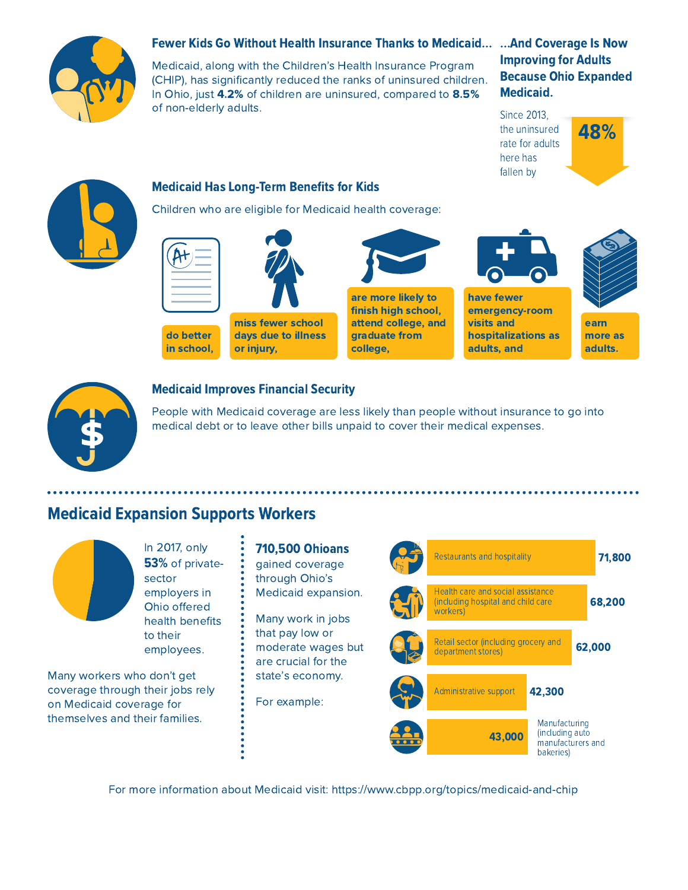### Fewer Kids Go Without Health Insurance Thanks to Medicaid…

Medicaid, along with the Children's Health Insurance Program (CHIP), has significantly reduced the ranks of uninsured children. In Ohio, just **4.2%** of children are uninsured, compared to **8.5%** of non-elderly adults.

### …And Coverage Is Now Improving for Adults Because Ohio Expanded Medicaid.

Since 2013, the uninsured rate for adults here has fallen by **48%**

### Medicaid Has Long-Term Benefits for Kids

Children who are eligible for Medicaid health coverage:

- do better in school,
- miss fewer school days due to illness or injury,
- are more likely to finish high school, attend college, and graduate from college,
- have fewer emergency-room visits and hospitalizations as adults, and
- earn more as adults.

### Medicaid Improves Financial Security

People with Medicaid coverage are less likely than people without insurance to go into medical debt or to leave other bills unpaid to cover their medical expenses.

## Medicaid Expansion Supports Workers

In 2017, only **53%** of private-sector employers in Ohio offered health benefits to their employees.

Many workers who don't get coverage through their jobs rely on Medicaid coverage for themselves and their families.

**710,500 Ohioans** gained coverage through Ohio's Medicaid expansion.

Many work in jobs that pay low or moderate wages but are crucial for the state's economy.

For example:

Restaurants and hospitality 71,800

Health care and social assistance (including hospital and child care workers) 68,200

Retail sector (including grocery and department stores) 62,000

Administrative support 42,300

Manufacturing (including auto manufacturers and bakeries) 43,000

For more information about Medicaid visit: https://www.cbpp.org/topics/medicaid-and-chip